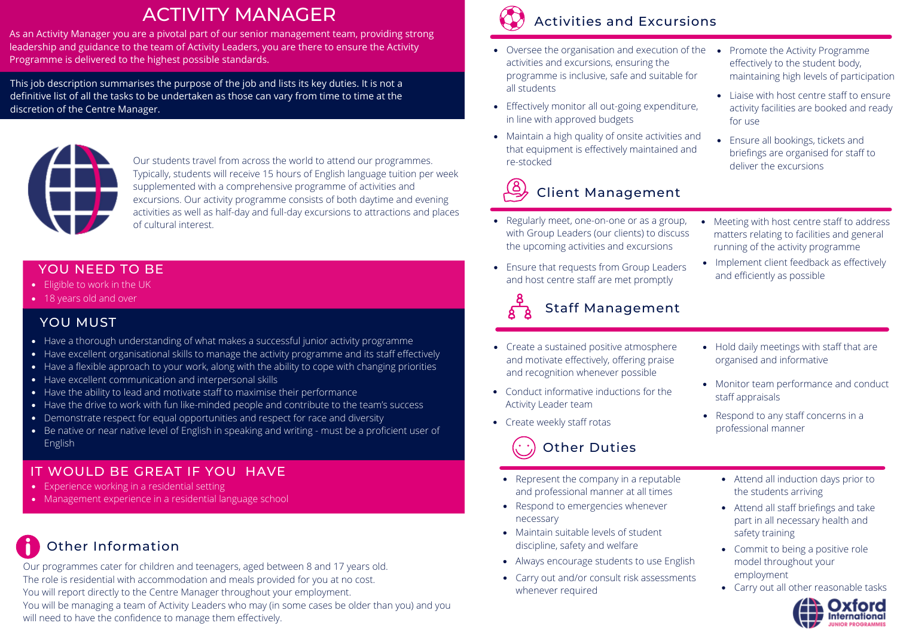# ACTIVITY MANAGER

As an Activity Manager you are a pivotal part of our senior management team, providing strong leadership and guidance to the team of Activity Leaders, you are there to ensure the Activity Programme is delivered to the highest possible standards.

This job description summarises the purpose of the job and lists its key duties. It is not a definitive list of all the tasks to be undertaken as those can vary from time to time at the discretion of the Centre Manager.

Our students travel from across the world to attend our programmes. Typically, students will receive 15 hours of English language tuition per week supplemented with a comprehensive programme of activities and excursions. Our activity programme consists of both daytime and evening activities as well as half-day and full-day excursions to attractions and places of cultural interest.

## YOU NEED TO BE

- Eligible to work in the UK
- 18 years old and over

## YOU MUST

- Have a thorough understanding of what makes a successful junior activity programme
- Have excellent organisational skills to manage the activity programme and its staff effectively
- Have a flexible approach to your work, along with the ability to cope with changing priorities
- Have excellent communication and interpersonal skills
- Have the ability to lead and motivate staff to maximise their performance
- Have the drive to work with fun like-minded people and contribute to the team's success
- Demonstrate respect for equal opportunities and respect for race and diversity
- Be native or near native level of English in speaking and writing - must be a proficient user of English

## IT WOULD BE GREAT IF YOU HAVE

- Experience working in a residential setting
- Management experience in a residential language school

## Other Information

Our programmes cater for children and teenagers, aged between 8 and 17 years old.
The role is residential with accommodation and meals provided for you at no cost.
You will report directly to the Centre Manager throughout your employment.
You will be managing a team of Activity Leaders who may (in some cases be older than you) and you will need to have the confidence to manage them effectively.

## Activities and Excursions

- Oversee the organisation and execution of the activities and excursions, ensuring the programme is inclusive, safe and suitable for all students
- Effectively monitor all out-going expenditure, in line with approved budgets
- Maintain a high quality of onsite activities and that equipment is effectively maintained and re-stocked
- Promote the Activity Programme effectively to the student body, maintaining high levels of participation
- Liaise with host centre staff to ensure activity facilities are booked and ready for use
- Ensure all bookings, tickets and briefings are organised for staff to deliver the excursions

## Client Management

- Regularly meet, one-on-one or as a group, with Group Leaders (our clients) to discuss the upcoming activities and excursions
- Ensure that requests from Group Leaders and host centre staff are met promptly
- Meeting with host centre staff to address matters relating to facilities and general running of the activity programme
- Implement client feedback as effectively and efficiently as possible

## Staff Management

- Create a sustained positive atmosphere and motivate effectively, offering praise and recognition whenever possible
- Conduct informative inductions for the Activity Leader team
- Create weekly staff rotas
- Hold daily meetings with staff that are organised and informative
- Monitor team performance and conduct staff appraisals
- Respond to any staff concerns in a professional manner

## Other Duties

- Represent the company in a reputable and professional manner at all times
- Respond to emergencies whenever necessary
- Maintain suitable levels of student discipline, safety and welfare
- Always encourage students to use English
- Carry out and/or consult risk assessments whenever required
- Attend all induction days prior to the students arriving
- Attend all staff briefings and take part in all necessary health and safety training
- Commit to being a positive role model throughout your employment
- Carry out all other reasonable tasks

Oxford International Junior Programmes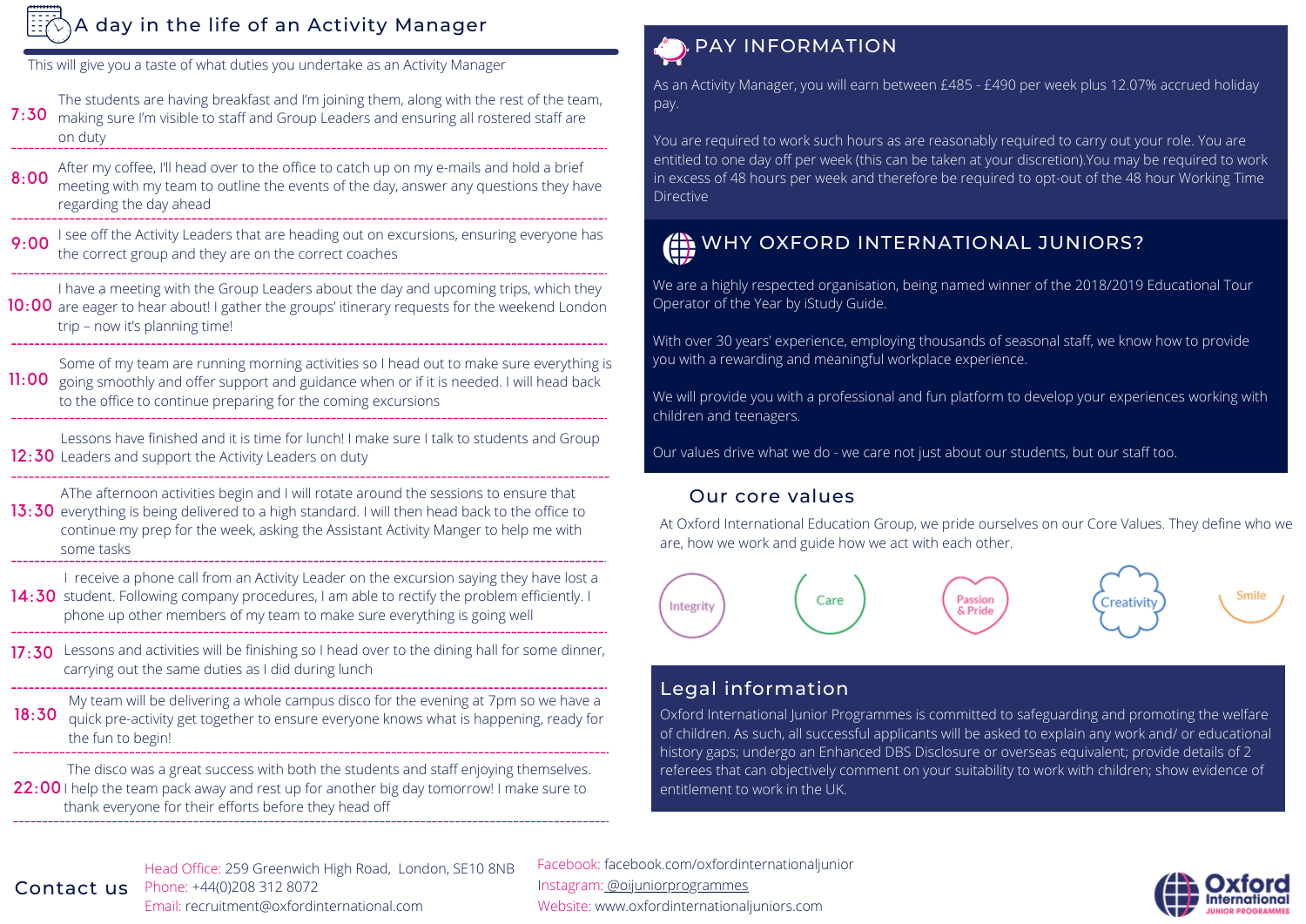# A day in the life of an Activity Manager

This will give you a taste of what duties you undertake as an Activity Manager

**7:30** The students are having breakfast and I'm joining them, along with the rest of the team, making sure I'm visible to staff and Group Leaders and ensuring all rostered staff are on duty

**8:00** After my coffee, I'll head over to the office to catch up on my e-mails and hold a brief meeting with my team to outline the events of the day, answer any questions they have regarding the day ahead

**9:00** I see off the Activity Leaders that are heading out on excursions, ensuring everyone has the correct group and they are on the correct coaches

**10:00** I have a meeting with the Group Leaders about the day and upcoming trips, which they are eager to hear about! I gather the groups' itinerary requests for the weekend London trip – now it's planning time!

**11:00** Some of my team are running morning activities so I head out to make sure everything is going smoothly and offer support and guidance when or if it is needed. I will head back to the office to continue preparing for the coming excursions

**12:30** Lessons have finished and it is time for lunch! I make sure I talk to students and Group Leaders and support the Activity Leaders on duty

**13:30** AThe afternoon activities begin and I will rotate around the sessions to ensure that everything is being delivered to a high standard. I will then head back to the office to continue my prep for the week, asking the Assistant Activity Manger to help me with some tasks

**14:30** I receive a phone call from an Activity Leader on the excursion saying they have lost a student. Following company procedures, I am able to rectify the problem efficiently. I phone up other members of my team to make sure everything is going well

**17:30** Lessons and activities will be finishing so I head over to the dining hall for some dinner, carrying out the same duties as I did during lunch

**18:30** My team will be delivering a whole campus disco for the evening at 7pm so we have a quick pre-activity get together to ensure everyone knows what is happening, ready for the fun to begin!

**22:00** The disco was a great success with both the students and staff enjoying themselves. I help the team pack away and rest up for another big day tomorrow! I make sure to thank everyone for their efforts before they head off

## PAY INFORMATION

As an Activity Manager, you will earn between £485 - £490 per week plus 12.07% accrued holiday pay.

You are required to work such hours as are reasonably required to carry out your role. You are entitled to one day off per week (this can be taken at your discretion).You may be required to work in excess of 48 hours per week and therefore be required to opt-out of the 48 hour Working Time Directive

## WHY OXFORD INTERNATIONAL JUNIORS?

We are a highly respected organisation, being named winner of the 2018/2019 Educational Tour Operator of the Year by iStudy Guide.

With over 30 years' experience, employing thousands of seasonal staff, we know how to provide you with a rewarding and meaningful workplace experience.

We will provide you with a professional and fun platform to develop your experiences working with children and teenagers.

Our values drive what we do - we care not just about our students, but our staff too.

## Our core values

At Oxford International Education Group, we pride ourselves on our Core Values. They define who we are, how we work and guide how we act with each other.

Integrity · Care · Passion & Pride · Creativity · Smile

## Legal information

Oxford International Junior Programmes is committed to safeguarding and promoting the welfare of children. As such, all successful applicants will be asked to explain any work and/ or educational history gaps; undergo an Enhanced DBS Disclosure or overseas equivalent; provide details of 2 referees that can objectively comment on your suitability to work with children; show evidence of entitlement to work in the UK.

## Contact us

Head Office: 259 Greenwich High Road, London, SE10 8NB
Phone: +44(0)208 312 8072
Email: recruitment@oxfordinternational.com

Facebook: facebook.com/oxfordinternationaljunior
Instagram: @oijuniorprogrammes
Website: www.oxfordinternationaljuniors.com

Oxford International JUNIOR PROGRAMMES